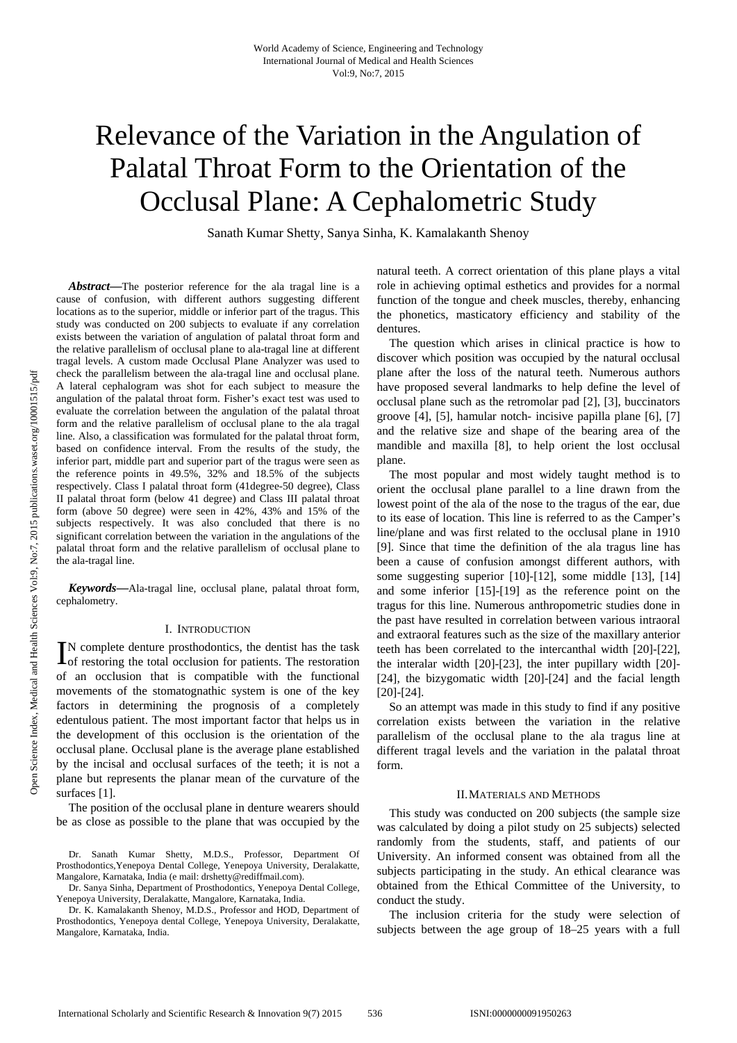# Relevance of the Variation in the Angulation of Palatal Throat Form to the Orientation of the Occlusal Plane: A Cephalometric Study

Sanath Kumar Shetty, Sanya Sinha, K. Kamalakanth Shenoy

***Abstract*—**The posterior reference for the ala tragal line is a cause of confusion, with different authors suggesting different locations as to the superior, middle or inferior part of the tragus. This study was conducted on 200 subjects to evaluate if any correlation exists between the variation of angulation of palatal throat form and the relative parallelism of occlusal plane to ala-tragal line at different tragal levels. A custom made Occlusal Plane Analyzer was used to check the parallelism between the ala-tragal line and occlusal plane. A lateral cephalogram was shot for each subject to measure the angulation of the palatal throat form. Fisher's exact test was used to evaluate the correlation between the angulation of the palatal throat form and the relative parallelism of occlusal plane to the ala tragal line. Also, a classification was formulated for the palatal throat form, based on confidence interval. From the results of the study, the inferior part, middle part and superior part of the tragus were seen as the reference points in 49.5%, 32% and 18.5% of the subjects respectively. Class I palatal throat form (41degree-50 degree), Class II palatal throat form (below 41 degree) and Class III palatal throat form (above 50 degree) were seen in 42%, 43% and 15% of the subjects respectively. It was also concluded that there is no significant correlation between the variation in the angulations of the palatal throat form and the relative parallelism of occlusal plane to the ala-tragal line.

***Keywords*—**Ala-tragal line, occlusal plane, palatal throat form, cephalometry.

## I. Introduction

In complete denture prosthodontics, the dentist has the task of restoring the total occlusion for patients. The restoration of an occlusion that is compatible with the functional movements of the stomatognathic system is one of the key factors in determining the prognosis of a completely edentulous patient. The most important factor that helps us in the development of this occlusion is the orientation of the occlusal plane. Occlusal plane is the average plane established by the incisal and occlusal surfaces of the teeth; it is not a plane but represents the planar mean of the curvature of the surfaces [1].

The position of the occlusal plane in denture wearers should be as close as possible to the plane that was occupied by the natural teeth. A correct orientation of this plane plays a vital role in achieving optimal esthetics and provides for a normal function of the tongue and cheek muscles, thereby, enhancing the phonetics, masticatory efficiency and stability of the dentures.

The question which arises in clinical practice is how to discover which position was occupied by the natural occlusal plane after the loss of the natural teeth. Numerous authors have proposed several landmarks to help define the level of occlusal plane such as the retromolar pad [2], [3], buccinators groove [4], [5], hamular notch- incisive papilla plane [6], [7] and the relative size and shape of the bearing area of the mandible and maxilla [8], to help orient the lost occlusal plane.

The most popular and most widely taught method is to orient the occlusal plane parallel to a line drawn from the lowest point of the ala of the nose to the tragus of the ear, due to its ease of location. This line is referred to as the Camper's line/plane and was first related to the occlusal plane in 1910 [9]. Since that time the definition of the ala tragus line has been a cause of confusion amongst different authors, with some suggesting superior [10]-[12], some middle [13], [14] and some inferior [15]-[19] as the reference point on the tragus for this line. Numerous anthropometric studies done in the past have resulted in correlation between various intraoral and extraoral features such as the size of the maxillary anterior teeth has been correlated to the intercanthal width [20]-[22], the interalar width [20]-[23], the inter pupillary width [20]-[24], the bizygomatic width [20]-[24] and the facial length [20]-[24].

So an attempt was made in this study to find if any positive correlation exists between the variation in the relative parallelism of the occlusal plane to the ala tragus line at different tragal levels and the variation in the palatal throat form.

## II. Materials and Methods

This study was conducted on 200 subjects (the sample size was calculated by doing a pilot study on 25 subjects) selected randomly from the students, staff, and patients of our University. An informed consent was obtained from all the subjects participating in the study. An ethical clearance was obtained from the Ethical Committee of the University, to conduct the study.

The inclusion criteria for the study were selection of subjects between the age group of 18–25 years with a full

Dr. Sanath Kumar Shetty, M.D.S., Professor, Department Of Prosthodontics,Yenepoya Dental College, Yenepoya University, Deralakatte, Mangalore, Karnataka, India (e mail: drshetty@rediffmail.com).

Dr. Sanya Sinha, Department of Prosthodontics, Yenepoya Dental College, Yenepoya University, Deralakatte, Mangalore, Karnataka, India.

Dr. K. Kamalakanth Shenoy, M.D.S., Professor and HOD, Department of Prosthodontics, Yenepoya dental College, Yenepoya University, Deralakatte, Mangalore, Karnataka, India.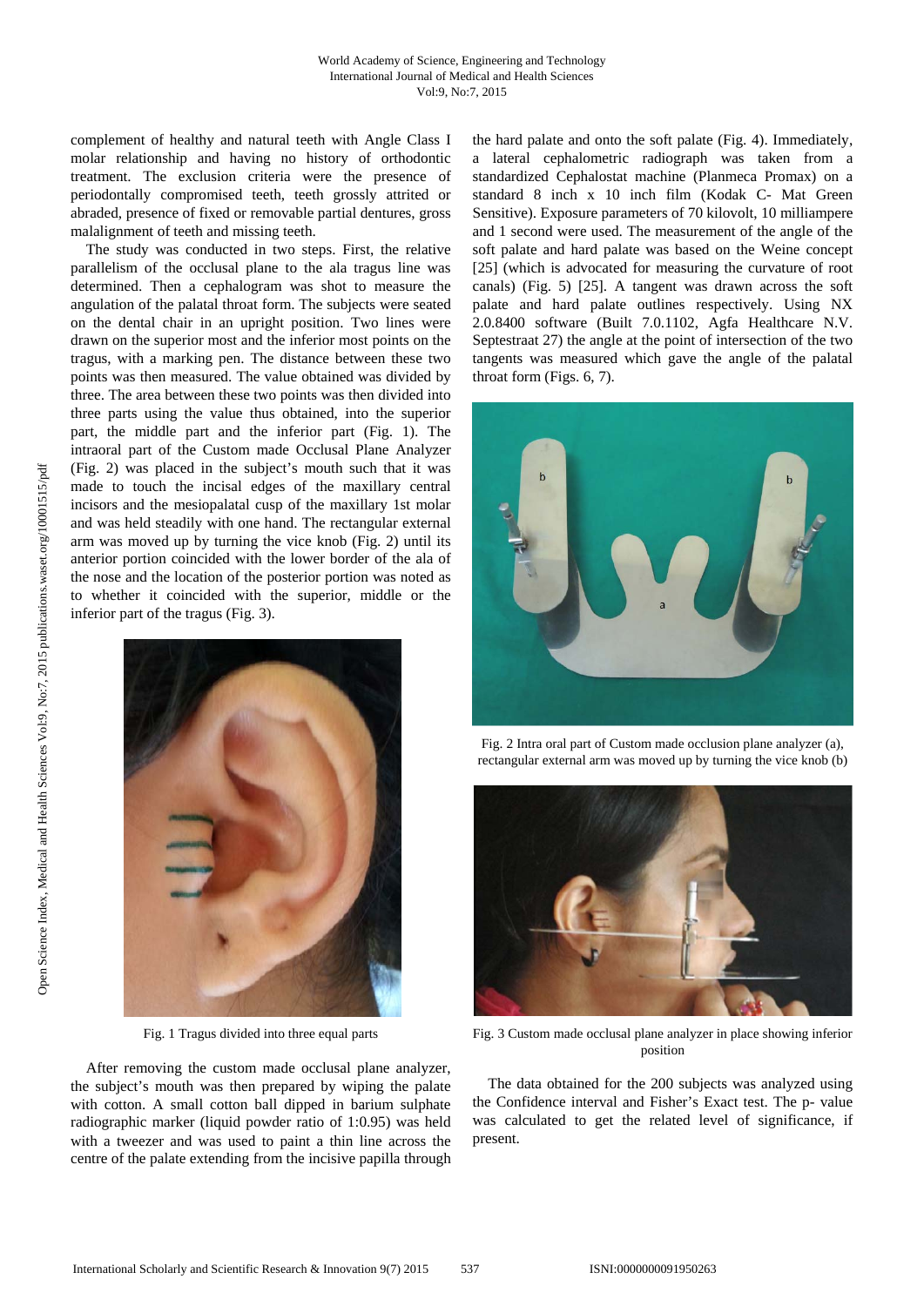complement of healthy and natural teeth with Angle Class I molar relationship and having no history of orthodontic treatment. The exclusion criteria were the presence of periodontally compromised teeth, teeth grossly attrited or abraded, presence of fixed or removable partial dentures, gross malalignment of teeth and missing teeth.

The study was conducted in two steps. First, the relative parallelism of the occlusal plane to the ala tragus line was determined. Then a cephalogram was shot to measure the angulation of the palatal throat form. The subjects were seated on the dental chair in an upright position. Two lines were drawn on the superior most and the inferior most points on the tragus, with a marking pen. The distance between these two points was then measured. The value obtained was divided by three. The area between these two points was then divided into three parts using the value thus obtained, into the superior part, the middle part and the inferior part (Fig. 1). The intraoral part of the Custom made Occlusal Plane Analyzer (Fig. 2) was placed in the subject's mouth such that it was made to touch the incisal edges of the maxillary central incisors and the mesiopalatal cusp of the maxillary 1st molar and was held steadily with one hand. The rectangular external arm was moved up by turning the vice knob (Fig. 2) until its anterior portion coincided with the lower border of the ala of the nose and the location of the posterior portion was noted as to whether it coincided with the superior, middle or the inferior part of the tragus (Fig. 3).

Fig. 1 Tragus divided into three equal parts

After removing the custom made occlusal plane analyzer, the subject's mouth was then prepared by wiping the palate with cotton. A small cotton ball dipped in barium sulphate radiographic marker (liquid powder ratio of 1:0.95) was held with a tweezer and was used to paint a thin line across the centre of the palate extending from the incisive papilla through the hard palate and onto the soft palate (Fig. 4). Immediately, a lateral cephalometric radiograph was taken from a standardized Cephalostat machine (Planmeca Promax) on a standard 8 inch x 10 inch film (Kodak C- Mat Green Sensitive). Exposure parameters of 70 kilovolt, 10 milliampere and 1 second were used. The measurement of the angle of the soft palate and hard palate was based on the Weine concept [25] (which is advocated for measuring the curvature of root canals) (Fig. 5) [25]. A tangent was drawn across the soft palate and hard palate outlines respectively. Using NX 2.0.8400 software (Built 7.0.1102, Agfa Healthcare N.V. Septestraat 27) the angle at the point of intersection of the two tangents was measured which gave the angle of the palatal throat form (Figs. 6, 7).

Fig. 2 Intra oral part of Custom made occlusion plane analyzer (a), rectangular external arm was moved up by turning the vice knob (b)

Fig. 3 Custom made occlusal plane analyzer in place showing inferior position

The data obtained for the 200 subjects was analyzed using the Confidence interval and Fisher's Exact test. The p- value was calculated to get the related level of significance, if present.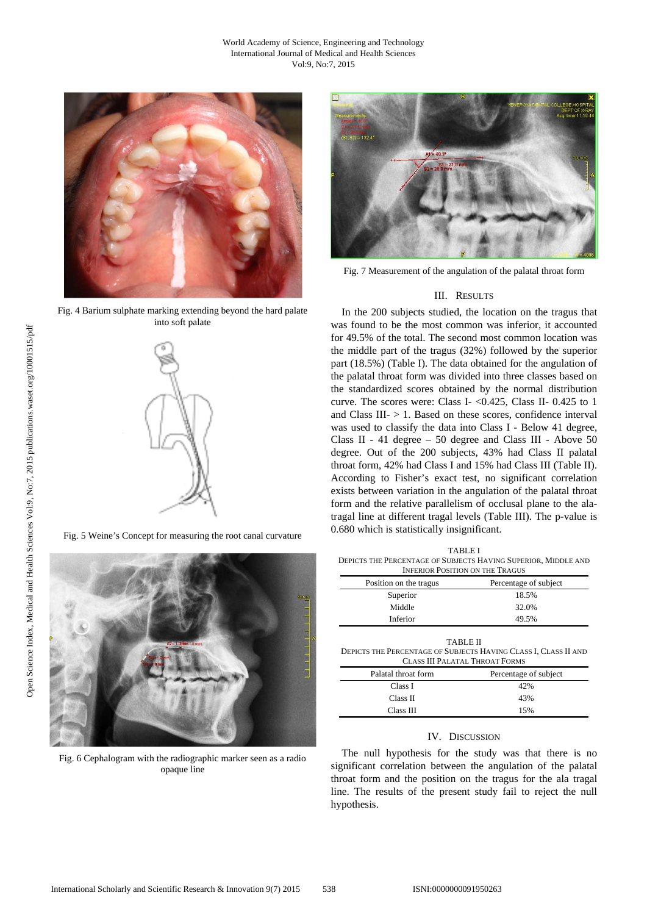Fig. 4 Barium sulphate marking extending beyond the hard palate into soft palate

Fig. 5 Weine's Concept for measuring the root canal curvature

Fig. 6 Cephalogram with the radiographic marker seen as a radio opaque line

Fig. 7 Measurement of the angulation of the palatal throat form

## III. Results

In the 200 subjects studied, the location on the tragus that was found to be the most common was inferior, it accounted for 49.5% of the total. The second most common location was the middle part of the tragus (32%) followed by the superior part (18.5%) (Table I). The data obtained for the angulation of the palatal throat form was divided into three classes based on the standardized scores obtained by the normal distribution curve. The scores were: Class I- <0.425, Class II- 0.425 to 1 and Class III- > 1. Based on these scores, confidence interval was used to classify the data into Class I - Below 41 degree, Class II - 41 degree – 50 degree and Class III - Above 50 degree. Out of the 200 subjects, 43% had Class II palatal throat form, 42% had Class I and 15% had Class III (Table II). According to Fisher's exact test, no significant correlation exists between variation in the angulation of the palatal throat form and the relative parallelism of occlusal plane to the ala-tragal line at different tragal levels (Table III). The p-value is 0.680 which is statistically insignificant.

TABLE I
DEPICTS THE PERCENTAGE OF SUBJECTS HAVING SUPERIOR, MIDDLE AND INFERIOR POSITION ON THE TRAGUS

| Position on the tragus | Percentage of subject |
|---|---|
| Superior | 18.5% |
| Middle | 32.0% |
| Inferior | 49.5% |

TABLE II
DEPICTS THE PERCENTAGE OF SUBJECTS HAVING CLASS I, CLASS II AND CLASS III PALATAL THROAT FORMS

| Palatal throat form | Percentage of subject |
|---|---|
| Class I | 42% |
| Class II | 43% |
| Class III | 15% |

## IV. Discussion

The null hypothesis for the study was that there is no significant correlation between the angulation of the palatal throat form and the position on the tragus for the ala tragal line. The results of the present study fail to reject the null hypothesis.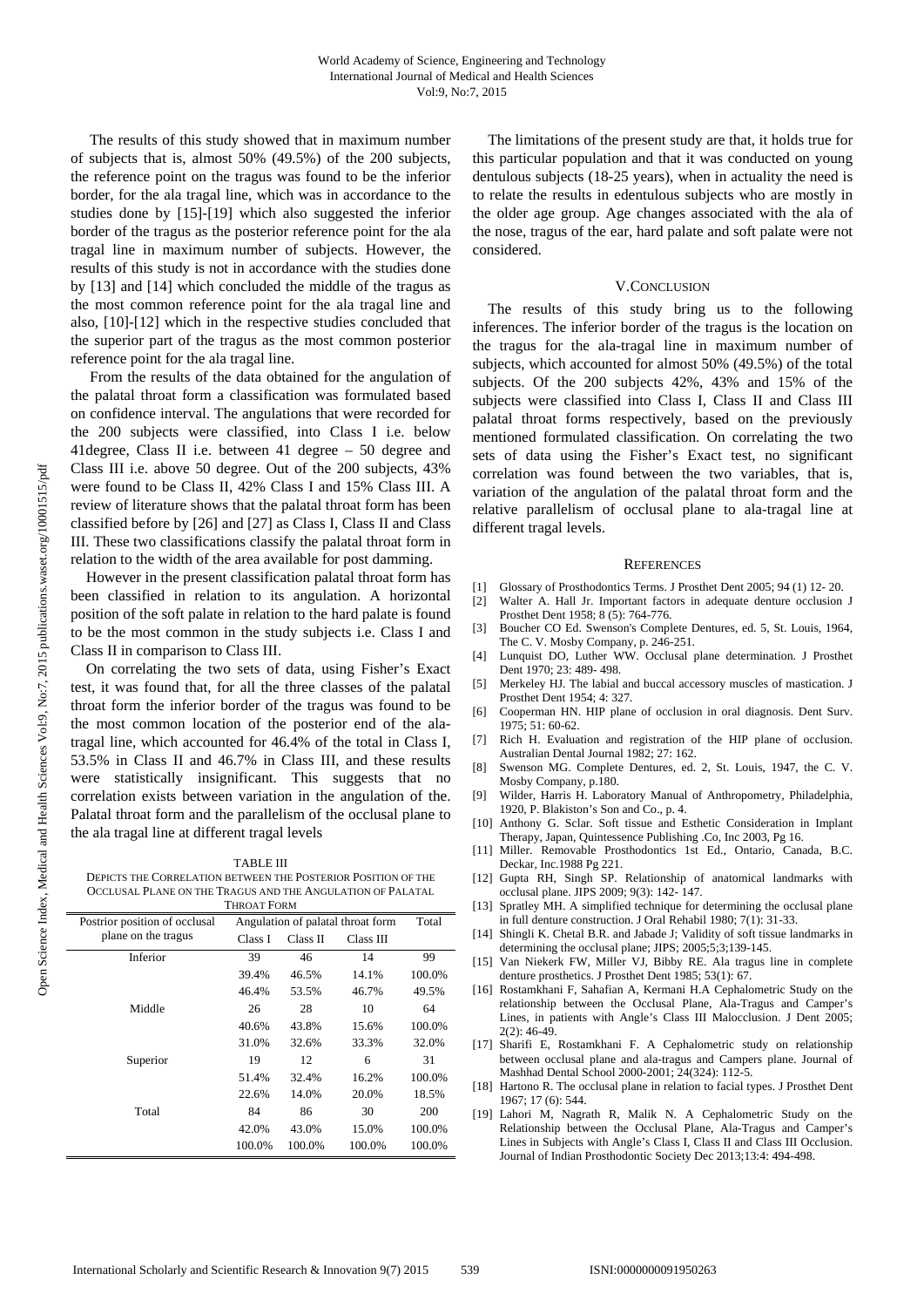The results of this study showed that in maximum number of subjects that is, almost 50% (49.5%) of the 200 subjects, the reference point on the tragus was found to be the inferior border, for the ala tragal line, which was in accordance to the studies done by [15]-[19] which also suggested the inferior border of the tragus as the posterior reference point for the ala tragal line in maximum number of subjects. However, the results of this study is not in accordance with the studies done by [13] and [14] which concluded the middle of the tragus as the most common reference point for the ala tragal line and also, [10]-[12] which in the respective studies concluded that the superior part of the tragus as the most common posterior reference point for the ala tragal line.

From the results of the data obtained for the angulation of the palatal throat form a classification was formulated based on confidence interval. The angulations that were recorded for the 200 subjects were classified, into Class I i.e. below 41degree, Class II i.e. between 41 degree – 50 degree and Class III i.e. above 50 degree. Out of the 200 subjects, 43% were found to be Class II, 42% Class I and 15% Class III. A review of literature shows that the palatal throat form has been classified before by [26] and [27] as Class I, Class II and Class III. These two classifications classify the palatal throat form in relation to the width of the area available for post damming.

However in the present classification palatal throat form has been classified in relation to its angulation. A horizontal position of the soft palate in relation to the hard palate is found to be the most common in the study subjects i.e. Class I and Class II in comparison to Class III.

On correlating the two sets of data, using Fisher's Exact test, it was found that, for all the three classes of the palatal throat form the inferior border of the tragus was found to be the most common location of the posterior end of the ala-tragal line, which accounted for 46.4% of the total in Class I, 53.5% in Class II and 46.7% in Class III, and these results were statistically insignificant. This suggests that no correlation exists between variation in the angulation of the. Palatal throat form and the parallelism of the occlusal plane to the ala tragal line at different tragal levels

TABLE III
DEPICTS THE CORRELATION BETWEEN THE POSTERIOR POSITION OF THE OCCLUSAL PLANE ON THE TRAGUS AND THE ANGULATION OF PALATAL THROAT FORM

| Postrior position of occlusal plane on the tragus | Angulation of palatal throat form | | | Total |
|---|---|---|---|---|
| | Class I | Class II | Class III | |
| Inferior | 39 | 46 | 14 | 99 |
| | 39.4% | 46.5% | 14.1% | 100.0% |
| | 46.4% | 53.5% | 46.7% | 49.5% |
| Middle | 26 | 28 | 10 | 64 |
| | 40.6% | 43.8% | 15.6% | 100.0% |
| | 31.0% | 32.6% | 33.3% | 32.0% |
| Superior | 19 | 12 | 6 | 31 |
| | 51.4% | 32.4% | 16.2% | 100.0% |
| | 22.6% | 14.0% | 20.0% | 18.5% |
| Total | 84 | 86 | 30 | 200 |
| | 42.0% | 43.0% | 15.0% | 100.0% |
| | 100.0% | 100.0% | 100.0% | 100.0% |

The limitations of the present study are that, it holds true for this particular population and that it was conducted on young dentulous subjects (18-25 years), when in actuality the need is to relate the results in edentulous subjects who are mostly in the older age group. Age changes associated with the ala of the nose, tragus of the ear, hard palate and soft palate were not considered.

## V. CONCLUSION

The results of this study bring us to the following inferences. The inferior border of the tragus is the location on the tragus for the ala-tragal line in maximum number of subjects, which accounted for almost 50% (49.5%) of the total subjects. Of the 200 subjects 42%, 43% and 15% of the subjects were classified into Class I, Class II and Class III palatal throat forms respectively, based on the previously mentioned formulated classification. On correlating the two sets of data using the Fisher's Exact test, no significant correlation was found between the two variables, that is, variation of the angulation of the palatal throat form and the relative parallelism of occlusal plane to ala-tragal line at different tragal levels.

## REFERENCES

[1] Glossary of Prosthodontics Terms. J Prosthet Dent 2005; 94 (1) 12- 20.
[2] Walter A. Hall Jr. Important factors in adequate denture occlusion J Prosthet Dent 1958; 8 (5): 764-776.
[3] Boucher CO Ed. Swenson's Complete Dentures, ed. 5, St. Louis, 1964, The C. V. Mosby Company, p. 246-251.
[4] Lunquist DO, Luther WW. Occlusal plane determination. J Prosthet Dent 1970; 23: 489- 498.
[5] Merkeley HJ. The labial and buccal accessory muscles of mastication. J Prosthet Dent 1954; 4: 327.
[6] Cooperman HN. HIP plane of occlusion in oral diagnosis. Dent Surv. 1975; 51: 60-62.
[7] Rich H. Evaluation and registration of the HIP plane of occlusion. Australian Dental Journal 1982; 27: 162.
[8] Swenson MG. Complete Dentures, ed. 2, St. Louis, 1947, the C. V. Mosby Company, p.180.
[9] Wilder, Harris H. Laboratory Manual of Anthropometry, Philadelphia, 1920, P. Blakiston's Son and Co., p. 4.
[10] Anthony G. Sclar. Soft tissue and Esthetic Consideration in Implant Therapy, Japan, Quintessence Publishing .Co, Inc 2003, Pg 16.
[11] Miller. Removable Prosthodontics 1st Ed., Ontario, Canada, B.C. Deckar, Inc.1988 Pg 221.
[12] Gupta RH, Singh SP. Relationship of anatomical landmarks with occlusal plane. JIPS 2009; 9(3): 142- 147.
[13] Spratley MH. A simplified technique for determining the occlusal plane in full denture construction. J Oral Rehabil 1980; 7(1): 31-33.
[14] Shingli K. Chetal B.R. and Jabade J; Validity of soft tissue landmarks in determining the occlusal plane; JIPS; 2005;5;3;139-145.
[15] Van Niekerk FW, Miller VJ, Bibby RE. Ala tragus line in complete denture prosthetics. J Prosthet Dent 1985; 53(1): 67.
[16] Rostamkhani F, Sahafian A, Kermani H.A Cephalometric Study on the relationship between the Occlusal Plane, Ala-Tragus and Camper's Lines, in patients with Angle's Class III Malocclusion. J Dent 2005; 2(2): 46-49.
[17] Sharifi E, Rostamkhani F. A Cephalometric study on relationship between occlusal plane and ala-tragus and Campers plane. Journal of Mashhad Dental School 2000-2001; 24(324): 112-5.
[18] Hartono R. The occlusal plane in relation to facial types. J Prosthet Dent 1967; 17 (6): 544.
[19] Lahori M, Nagrath R, Malik N. A Cephalometric Study on the Relationship between the Occlusal Plane, Ala-Tragus and Camper's Lines in Subjects with Angle's Class I, Class II and Class III Occlusion. Journal of Indian Prosthodontic Society Dec 2013;13:4: 494-498.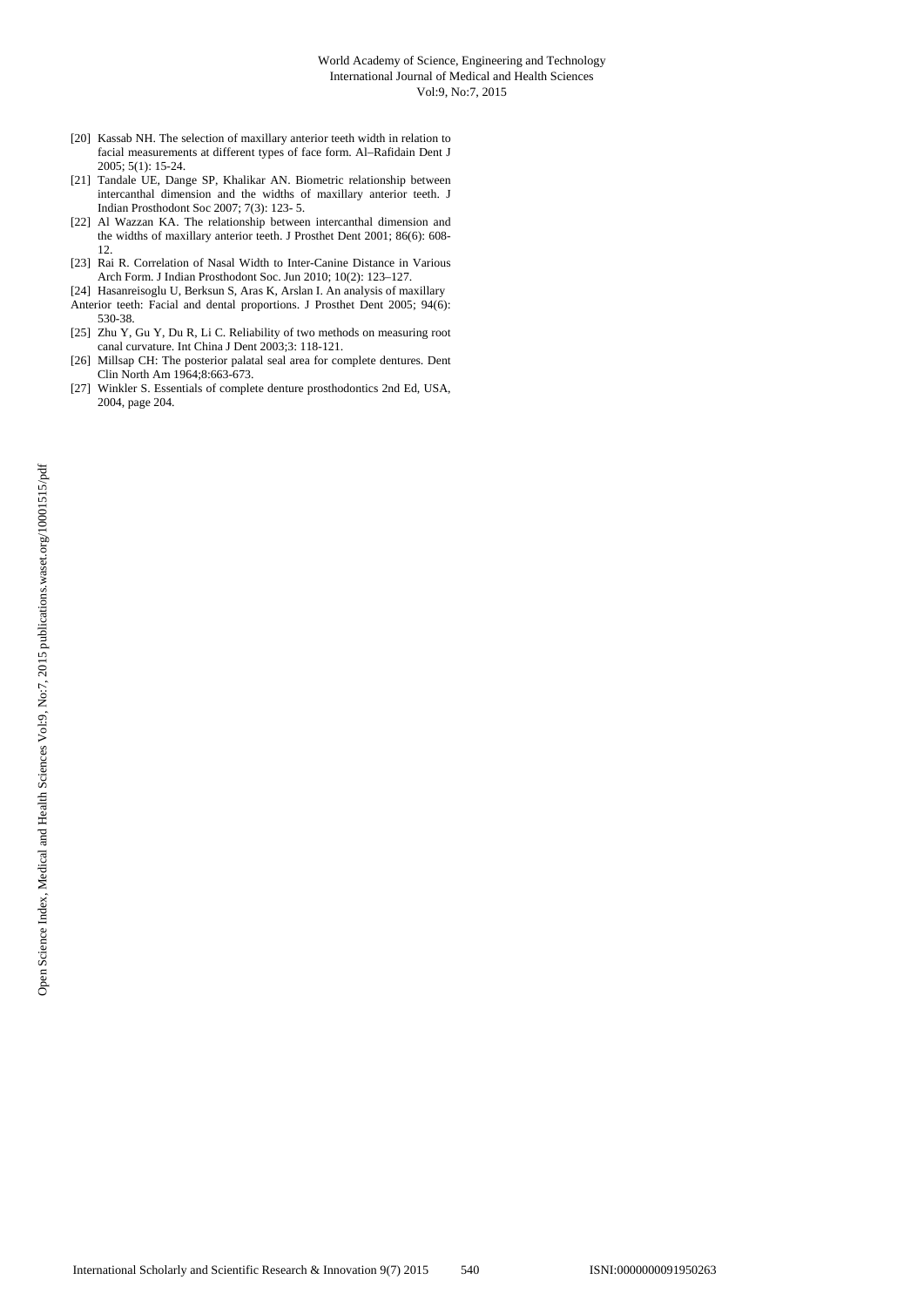[20] Kassab NH. The selection of maxillary anterior teeth width in relation to facial measurements at different types of face form. Al–Rafidain Dent J 2005; 5(1): 15-24.

[21] Tandale UE, Dange SP, Khalikar AN. Biometric relationship between intercanthal dimension and the widths of maxillary anterior teeth. J Indian Prosthodont Soc 2007; 7(3): 123- 5.

[22] Al Wazzan KA. The relationship between intercanthal dimension and the widths of maxillary anterior teeth. J Prosthet Dent 2001; 86(6): 608-12.

[23] Rai R. Correlation of Nasal Width to Inter-Canine Distance in Various Arch Form. J Indian Prosthodont Soc. Jun 2010; 10(2): 123–127.

[24] Hasanreisoglu U, Berksun S, Aras K, Arslan I. An analysis of maxillary Anterior teeth: Facial and dental proportions. J Prosthet Dent 2005; 94(6): 530-38.

[25] Zhu Y, Gu Y, Du R, Li C. Reliability of two methods on measuring root canal curvature. Int China J Dent 2003;3: 118-121.

[26] Millsap CH: The posterior palatal seal area for complete dentures. Dent Clin North Am 1964;8:663-673.

[27] Winkler S. Essentials of complete denture prosthodontics 2nd Ed, USA, 2004, page 204.